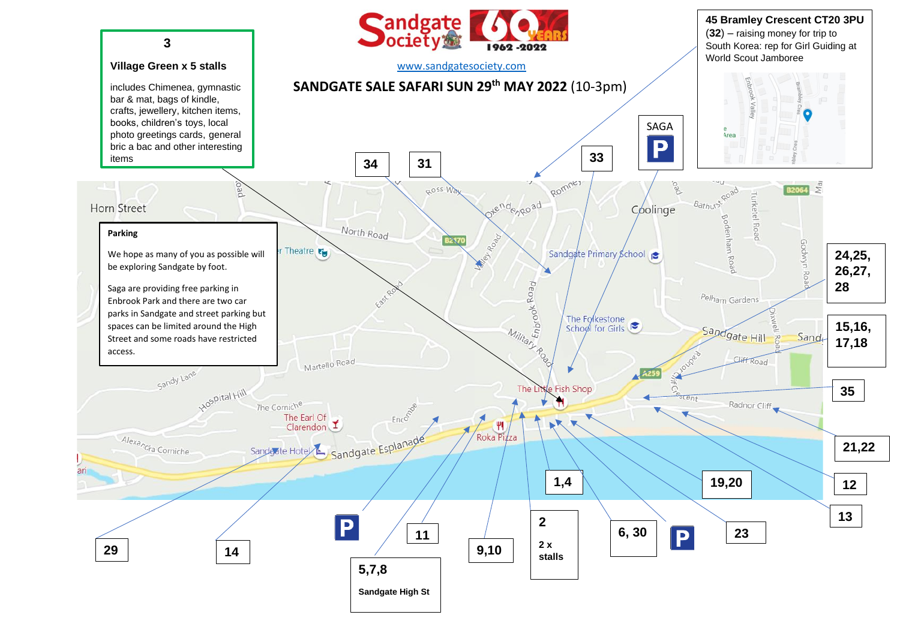# Sandgate Society 60 Years 1962-2022

www.sandgatesociety.com

## SANDGATE SALE SAFARI SUN 29th MAY 2022 (10-3pm)

**3**

**Village Green x 5 stalls**

includes Chimenea, gymnastic bar & mat, bags of kindle, crafts, jewellery, kitchen items, books, children's toys, local photo greetings cards, general bric a bac and other interesting items

**45 Bramley Crescent CT20 3PU (32)** – raising money for trip to South Korea: rep for Girl Guiding at World Scout Jamboree

**Parking**

We hope as many of you as possible will be exploring Sandgate by foot.

Saga are providing free parking in Enbrook Park and there are two car parks in Sandgate and street parking but spaces can be limited around the High Street and some roads have restricted access.

SAGA P

34 | 31 | 33 | 24,25, 26,27, 28 | 15,16, 17,18 | 35 | 21,22 | 12 | 13 | 19,20 | 23 | 6, 30 | 2 (2 x stalls) | 1,4 | 9,10 | 11 | 5,7,8 Sandgate High St | 14 | 29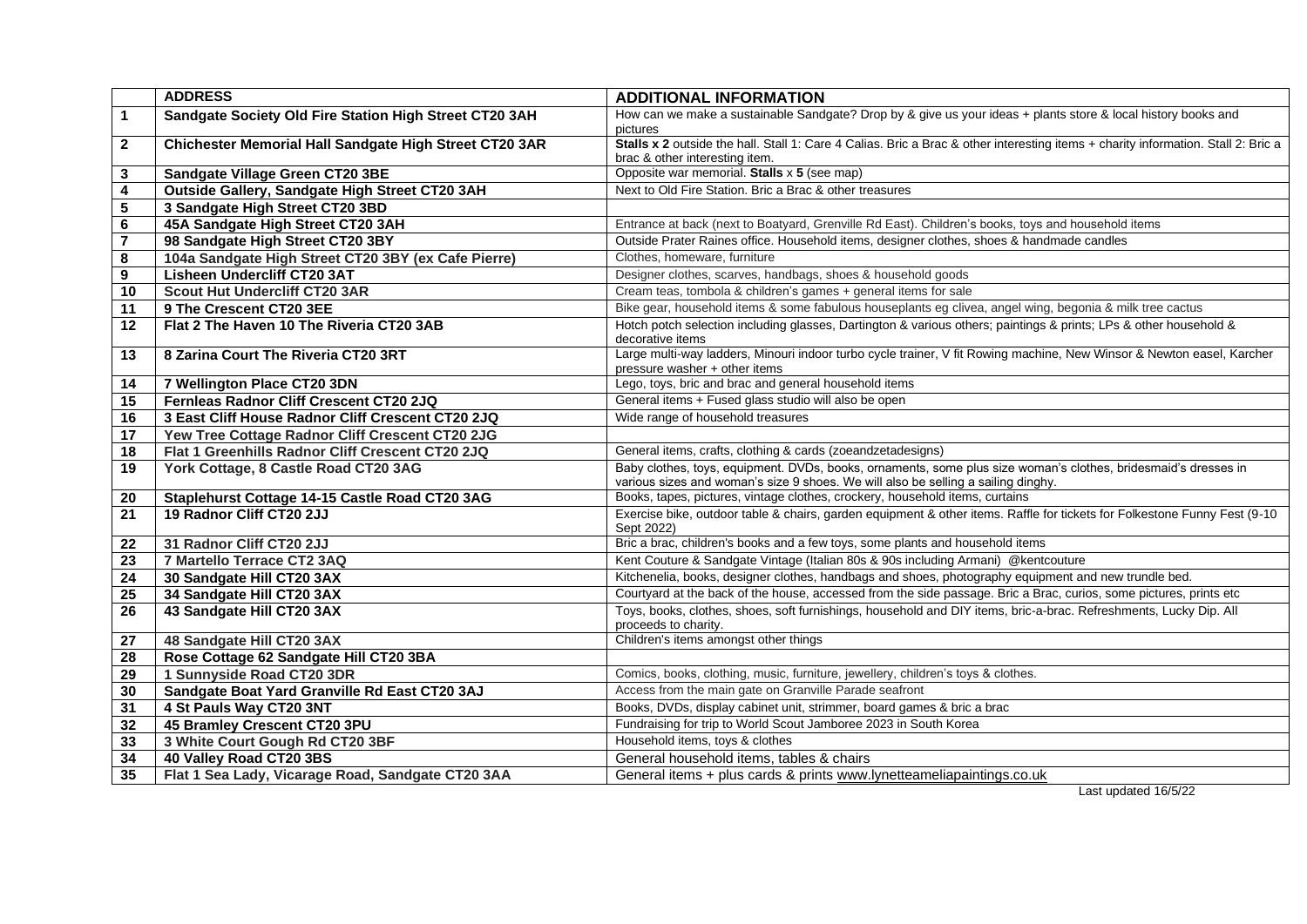| | ADDRESS | ADDITIONAL INFORMATION |
|---|---|---|
| 1 | **Sandgate Society Old Fire Station High Street CT20 3AH** | How can we make a sustainable Sandgate? Drop by & give us your ideas + plants store & local history books and pictures |
| 2 | **Chichester Memorial Hall Sandgate High Street CT20 3AR** | **Stalls x 2** outside the hall. Stall 1: Care 4 Calias. Bric a Brac & other interesting items + charity information. Stall 2: Bric a brac & other interesting item. |
| 3 | **Sandgate Village Green CT20 3BE** | Opposite war memorial. **Stalls** x **5** (see map) |
| 4 | **Outside Gallery, Sandgate High Street CT20 3AH** | Next to Old Fire Station. Bric a Brac & other treasures |
| 5 | **3 Sandgate High Street CT20 3BD** | |
| 6 | **45A Sandgate High Street CT20 3AH** | Entrance at back (next to Boatyard, Grenville Rd East). Children's books, toys and household items |
| 7 | **98 Sandgate High Street CT20 3BY** | Outside Prater Raines office. Household items, designer clothes, shoes & handmade candles |
| 8 | **104a Sandgate High Street CT20 3BY (ex Cafe Pierre)** | Clothes, homeware, furniture |
| 9 | **Lisheen Undercliff CT20 3AT** | Designer clothes, scarves, handbags, shoes & household goods |
| 10 | **Scout Hut Undercliff CT20 3AR** | Cream teas, tombola & children's games + general items for sale |
| 11 | **9 The Crescent CT20 3EE** | Bike gear, household items & some fabulous houseplants eg clivea, angel wing, begonia & milk tree cactus |
| 12 | **Flat 2 The Haven 10 The Riveria CT20 3AB** | Hotch potch selection including glasses, Dartington & various others; paintings & prints; LPs & other household & decorative items |
| 13 | **8 Zarina Court The Riveria CT20 3RT** | Large multi-way ladders, Minouri indoor turbo cycle trainer, V fit Rowing machine, New Winsor & Newton easel, Karcher pressure washer + other items |
| 14 | **7 Wellington Place CT20 3DN** | Lego, toys, bric and brac and general household items |
| 15 | **Fernleas Radnor Cliff Crescent CT20 2JQ** | General items + Fused glass studio will also be open |
| 16 | **3 East Cliff House Radnor Cliff Crescent CT20 2JQ** | Wide range of household treasures |
| 17 | **Yew Tree Cottage Radnor Cliff Crescent CT20 2JG** | |
| 18 | **Flat 1 Greenhills Radnor Cliff Crescent CT20 2JQ** | General items, crafts, clothing & cards (zoeandzetadesigns) |
| 19 | **York Cottage, 8 Castle Road CT20 3AG** | Baby clothes, toys, equipment. DVDs, books, ornaments, some plus size woman's clothes, bridesmaid's dresses in various sizes and woman's size 9 shoes. We will also be selling a sailing dinghy. |
| 20 | **Staplehurst Cottage 14-15 Castle Road CT20 3AG** | Books, tapes, pictures, vintage clothes, crockery, household items, curtains |
| 21 | **19 Radnor Cliff CT20 2JJ** | Exercise bike, outdoor table & chairs, garden equipment & other items. Raffle for tickets for Folkestone Funny Fest (9-10 Sept 2022) |
| 22 | **31 Radnor Cliff CT20 2JJ** | Bric a brac, children's books and a few toys, some plants and household items |
| 23 | **7 Martello Terrace CT2 3AQ** | Kent Couture & Sandgate Vintage (Italian 80s & 90s including Armani) @kentcouture |
| 24 | **30 Sandgate Hill CT20 3AX** | Kitchenelia, books, designer clothes, handbags and shoes, photography equipment and new trundle bed. |
| 25 | **34 Sandgate Hill CT20 3AX** | Courtyard at the back of the house, accessed from the side passage. Bric a Brac, curios, some pictures, prints etc |
| 26 | **43 Sandgate Hill CT20 3AX** | Toys, books, clothes, shoes, soft furnishings, household and DIY items, bric-a-brac. Refreshments, Lucky Dip. All proceeds to charity. |
| 27 | **48 Sandgate Hill CT20 3AX** | Children's items amongst other things |
| 28 | **Rose Cottage 62 Sandgate Hill CT20 3BA** | |
| 29 | **1 Sunnyside Road CT20 3DR** | Comics, books, clothing, music, furniture, jewellery, children's toys & clothes. |
| 30 | **Sandgate Boat Yard Granville Rd East CT20 3AJ** | Access from the main gate on Granville Parade seafront |
| 31 | **4 St Pauls Way CT20 3NT** | Books, DVDs, display cabinet unit, strimmer, board games & bric a brac |
| 32 | **45 Bramley Crescent CT20 3PU** | Fundraising for trip to World Scout Jamboree 2023 in South Korea |
| 33 | **3 White Court Gough Rd CT20 3BF** | Household items, toys & clothes |
| 34 | **40 Valley Road CT20 3BS** | General household items, tables & chairs |
| 35 | **Flat 1 Sea Lady, Vicarage Road, Sandgate CT20 3AA** | General items + plus cards & prints www.lynetteameliapaintings.co.uk |

Last updated 16/5/22